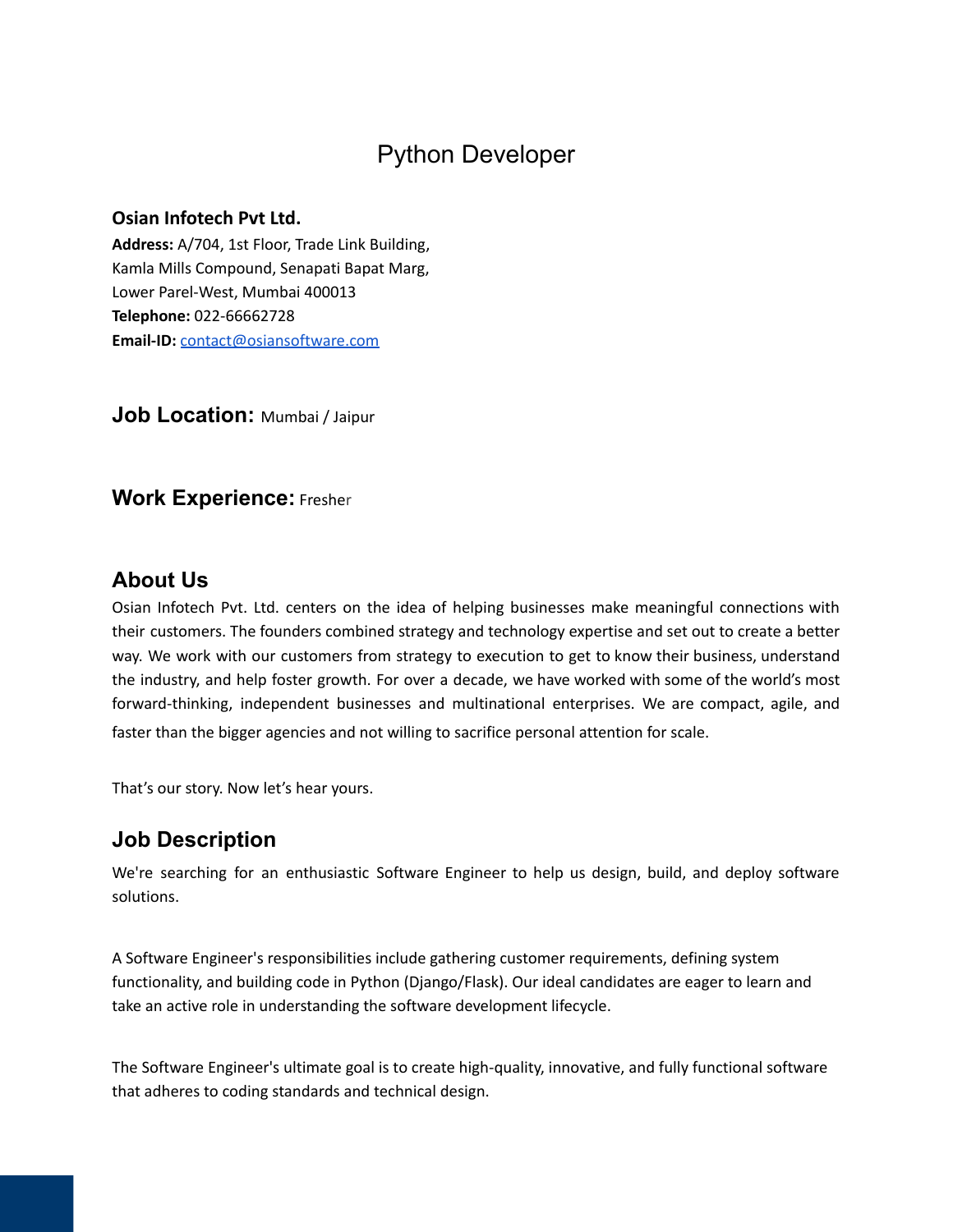# Python Developer

**Osian Infotech Pvt Ltd.**
**Address:** A/704, 1st Floor, Trade Link Building,
Kamla Mills Compound, Senapati Bapat Marg,
Lower Parel-West, Mumbai 400013
**Telephone:** 022-66662728
**Email-ID:** contact@osiansoftware.com

## Job Location: Mumbai / Jaipur

## Work Experience: Fresher

## About Us

Osian Infotech Pvt. Ltd. centers on the idea of helping businesses make meaningful connections with their customers. The founders combined strategy and technology expertise and set out to create a better way. We work with our customers from strategy to execution to get to know their business, understand the industry, and help foster growth. For over a decade, we have worked with some of the world's most forward-thinking, independent businesses and multinational enterprises. We are compact, agile, and faster than the bigger agencies and not willing to sacrifice personal attention for scale.

That's our story. Now let's hear yours.

## Job Description

We're searching for an enthusiastic Software Engineer to help us design, build, and deploy software solutions.

A Software Engineer's responsibilities include gathering customer requirements, defining system functionality, and building code in Python (Django/Flask). Our ideal candidates are eager to learn and take an active role in understanding the software development lifecycle.

The Software Engineer's ultimate goal is to create high-quality, innovative, and fully functional software that adheres to coding standards and technical design.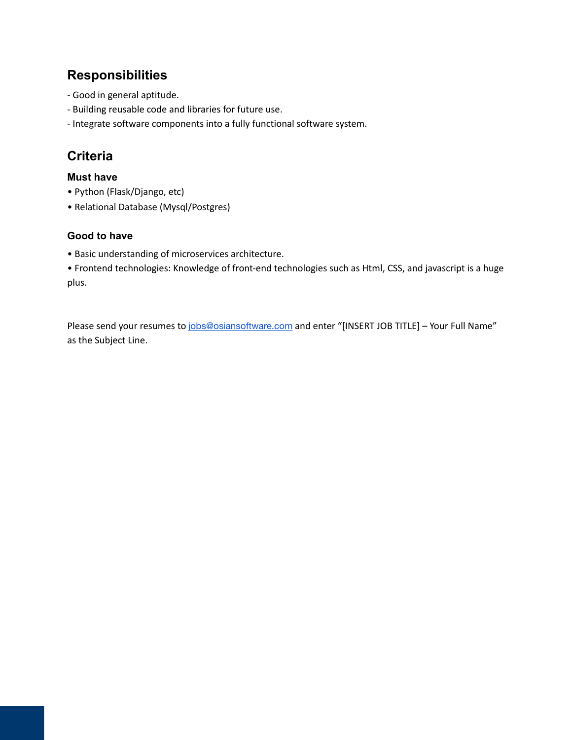## Responsibilities

- Good in general aptitude.
- Building reusable code and libraries for future use.
- Integrate software components into a fully functional software system.

## Criteria

### Must have

- Python (Flask/Django, etc)
- Relational Database (Mysql/Postgres)

### Good to have

- Basic understanding of microservices architecture.
- Frontend technologies: Knowledge of front-end technologies such as Html, CSS, and javascript is a huge plus.

Please send your resumes to jobs@osiansoftware.com and enter "[INSERT JOB TITLE] – Your Full Name" as the Subject Line.